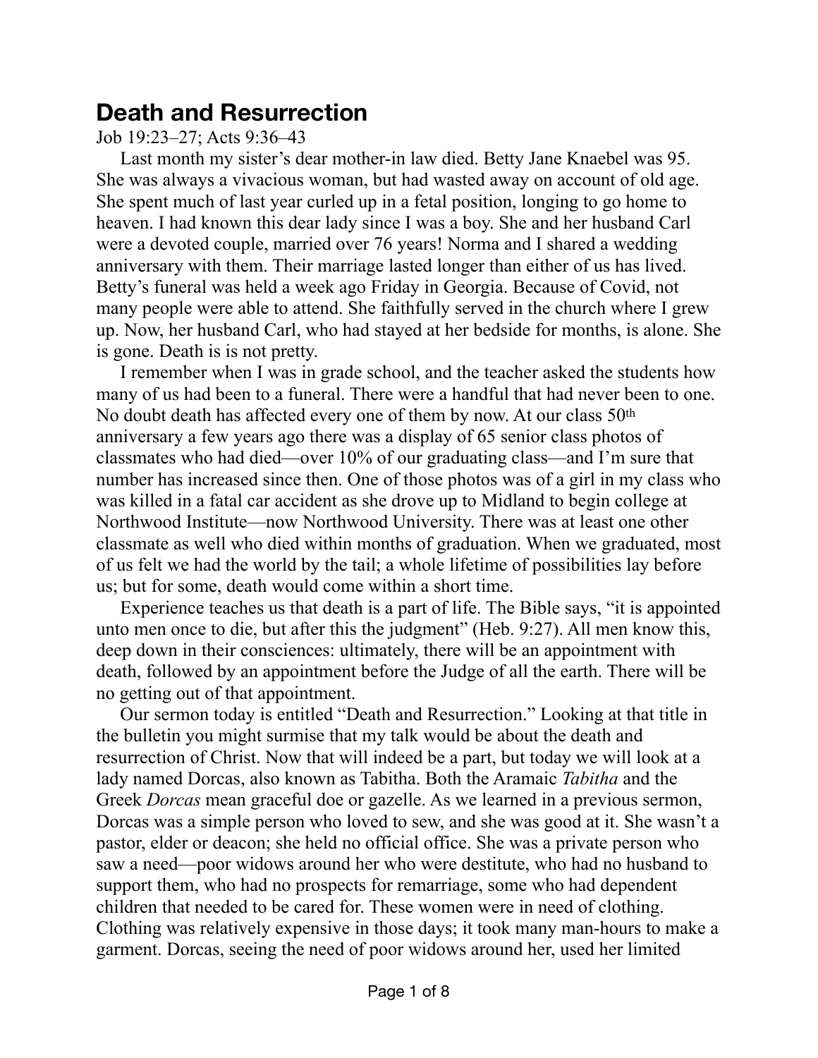# Death and Resurrection

Job 19:23–27; Acts 9:36–43

Last month my sister's dear mother-in law died. Betty Jane Knaebel was 95. She was always a vivacious woman, but had wasted away on account of old age. She spent much of last year curled up in a fetal position, longing to go home to heaven. I had known this dear lady since I was a boy. She and her husband Carl were a devoted couple, married over 76 years! Norma and I shared a wedding anniversary with them. Their marriage lasted longer than either of us has lived. Betty's funeral was held a week ago Friday in Georgia. Because of Covid, not many people were able to attend. She faithfully served in the church where I grew up. Now, her husband Carl, who had stayed at her bedside for months, is alone. She is gone. Death is is not pretty.

I remember when I was in grade school, and the teacher asked the students how many of us had been to a funeral. There were a handful that had never been to one. No doubt death has affected every one of them by now. At our class 50th anniversary a few years ago there was a display of 65 senior class photos of classmates who had died—over 10% of our graduating class—and I'm sure that number has increased since then. One of those photos was of a girl in my class who was killed in a fatal car accident as she drove up to Midland to begin college at Northwood Institute—now Northwood University. There was at least one other classmate as well who died within months of graduation. When we graduated, most of us felt we had the world by the tail; a whole lifetime of possibilities lay before us; but for some, death would come within a short time.

Experience teaches us that death is a part of life. The Bible says, "it is appointed unto men once to die, but after this the judgment" (Heb. 9:27). All men know this, deep down in their consciences: ultimately, there will be an appointment with death, followed by an appointment before the Judge of all the earth. There will be no getting out of that appointment.

Our sermon today is entitled "Death and Resurrection." Looking at that title in the bulletin you might surmise that my talk would be about the death and resurrection of Christ. Now that will indeed be a part, but today we will look at a lady named Dorcas, also known as Tabitha. Both the Aramaic *Tabitha* and the Greek *Dorcas* mean graceful doe or gazelle. As we learned in a previous sermon, Dorcas was a simple person who loved to sew, and she was good at it. She wasn't a pastor, elder or deacon; she held no official office. She was a private person who saw a need—poor widows around her who were destitute, who had no husband to support them, who had no prospects for remarriage, some who had dependent children that needed to be cared for. These women were in need of clothing. Clothing was relatively expensive in those days; it took many man-hours to make a garment. Dorcas, seeing the need of poor widows around her, used her limited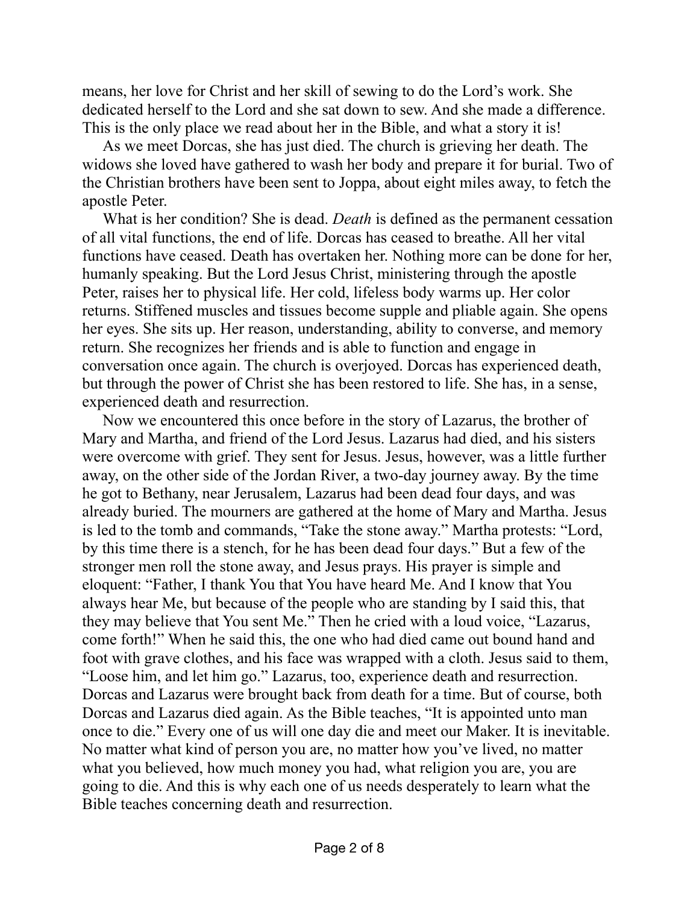means, her love for Christ and her skill of sewing to do the Lord's work. She dedicated herself to the Lord and she sat down to sew. And she made a difference. This is the only place we read about her in the Bible, and what a story it is!

As we meet Dorcas, she has just died. The church is grieving her death. The widows she loved have gathered to wash her body and prepare it for burial. Two of the Christian brothers have been sent to Joppa, about eight miles away, to fetch the apostle Peter.

What is her condition? She is dead. *Death* is defined as the permanent cessation of all vital functions, the end of life. Dorcas has ceased to breathe. All her vital functions have ceased. Death has overtaken her. Nothing more can be done for her, humanly speaking. But the Lord Jesus Christ, ministering through the apostle Peter, raises her to physical life. Her cold, lifeless body warms up. Her color returns. Stiffened muscles and tissues become supple and pliable again. She opens her eyes. She sits up. Her reason, understanding, ability to converse, and memory return. She recognizes her friends and is able to function and engage in conversation once again. The church is overjoyed. Dorcas has experienced death, but through the power of Christ she has been restored to life. She has, in a sense, experienced death and resurrection.

Now we encountered this once before in the story of Lazarus, the brother of Mary and Martha, and friend of the Lord Jesus. Lazarus had died, and his sisters were overcome with grief. They sent for Jesus. Jesus, however, was a little further away, on the other side of the Jordan River, a two-day journey away. By the time he got to Bethany, near Jerusalem, Lazarus had been dead four days, and was already buried. The mourners are gathered at the home of Mary and Martha. Jesus is led to the tomb and commands, "Take the stone away." Martha protests: "Lord, by this time there is a stench, for he has been dead four days." But a few of the stronger men roll the stone away, and Jesus prays. His prayer is simple and eloquent: "Father, I thank You that You have heard Me. And I know that You always hear Me, but because of the people who are standing by I said this, that they may believe that You sent Me." Then he cried with a loud voice, "Lazarus, come forth!" When he said this, the one who had died came out bound hand and foot with grave clothes, and his face was wrapped with a cloth. Jesus said to them, "Loose him, and let him go." Lazarus, too, experience death and resurrection. Dorcas and Lazarus were brought back from death for a time. But of course, both Dorcas and Lazarus died again. As the Bible teaches, "It is appointed unto man once to die." Every one of us will one day die and meet our Maker. It is inevitable. No matter what kind of person you are, no matter how you've lived, no matter what you believed, how much money you had, what religion you are, you are going to die. And this is why each one of us needs desperately to learn what the Bible teaches concerning death and resurrection.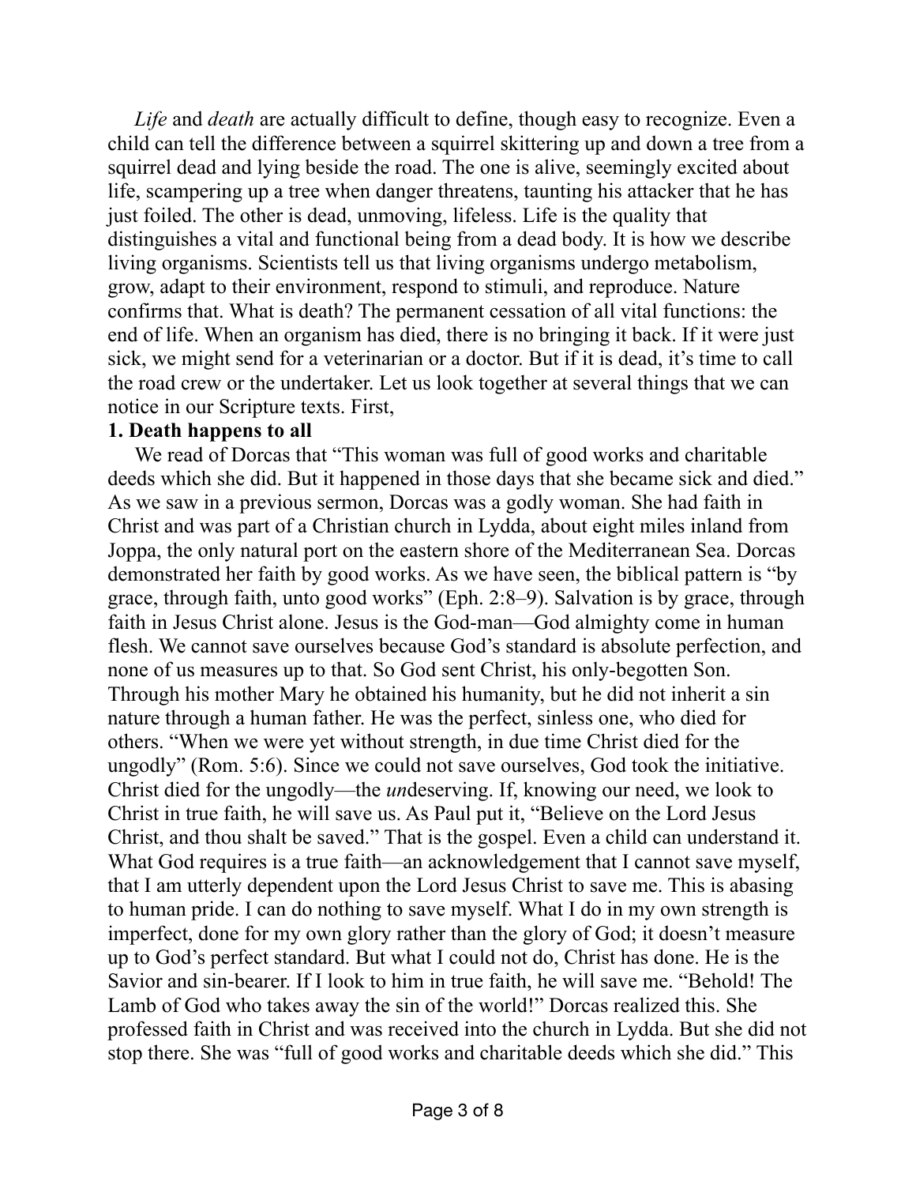*Life* and *death* are actually difficult to define, though easy to recognize. Even a child can tell the difference between a squirrel skittering up and down a tree from a squirrel dead and lying beside the road. The one is alive, seemingly excited about life, scampering up a tree when danger threatens, taunting his attacker that he has just foiled. The other is dead, unmoving, lifeless. Life is the quality that distinguishes a vital and functional being from a dead body. It is how we describe living organisms. Scientists tell us that living organisms undergo metabolism, grow, adapt to their environment, respond to stimuli, and reproduce. Nature confirms that. What is death? The permanent cessation of all vital functions: the end of life. When an organism has died, there is no bringing it back. If it were just sick, we might send for a veterinarian or a doctor. But if it is dead, it's time to call the road crew or the undertaker. Let us look together at several things that we can notice in our Scripture texts. First,

**1. Death happens to all**

We read of Dorcas that "This woman was full of good works and charitable deeds which she did. But it happened in those days that she became sick and died." As we saw in a previous sermon, Dorcas was a godly woman. She had faith in Christ and was part of a Christian church in Lydda, about eight miles inland from Joppa, the only natural port on the eastern shore of the Mediterranean Sea. Dorcas demonstrated her faith by good works. As we have seen, the biblical pattern is "by grace, through faith, unto good works" (Eph. 2:8–9). Salvation is by grace, through faith in Jesus Christ alone. Jesus is the God-man—God almighty come in human flesh. We cannot save ourselves because God's standard is absolute perfection, and none of us measures up to that. So God sent Christ, his only-begotten Son. Through his mother Mary he obtained his humanity, but he did not inherit a sin nature through a human father. He was the perfect, sinless one, who died for others. "When we were yet without strength, in due time Christ died for the ungodly" (Rom. 5:6). Since we could not save ourselves, God took the initiative. Christ died for the ungodly—the *un*deserving. If, knowing our need, we look to Christ in true faith, he will save us. As Paul put it, "Believe on the Lord Jesus Christ, and thou shalt be saved." That is the gospel. Even a child can understand it. What God requires is a true faith—an acknowledgement that I cannot save myself, that I am utterly dependent upon the Lord Jesus Christ to save me. This is abasing to human pride. I can do nothing to save myself. What I do in my own strength is imperfect, done for my own glory rather than the glory of God; it doesn't measure up to God's perfect standard. But what I could not do, Christ has done. He is the Savior and sin-bearer. If I look to him in true faith, he will save me. "Behold! The Lamb of God who takes away the sin of the world!" Dorcas realized this. She professed faith in Christ and was received into the church in Lydda. But she did not stop there. She was "full of good works and charitable deeds which she did." This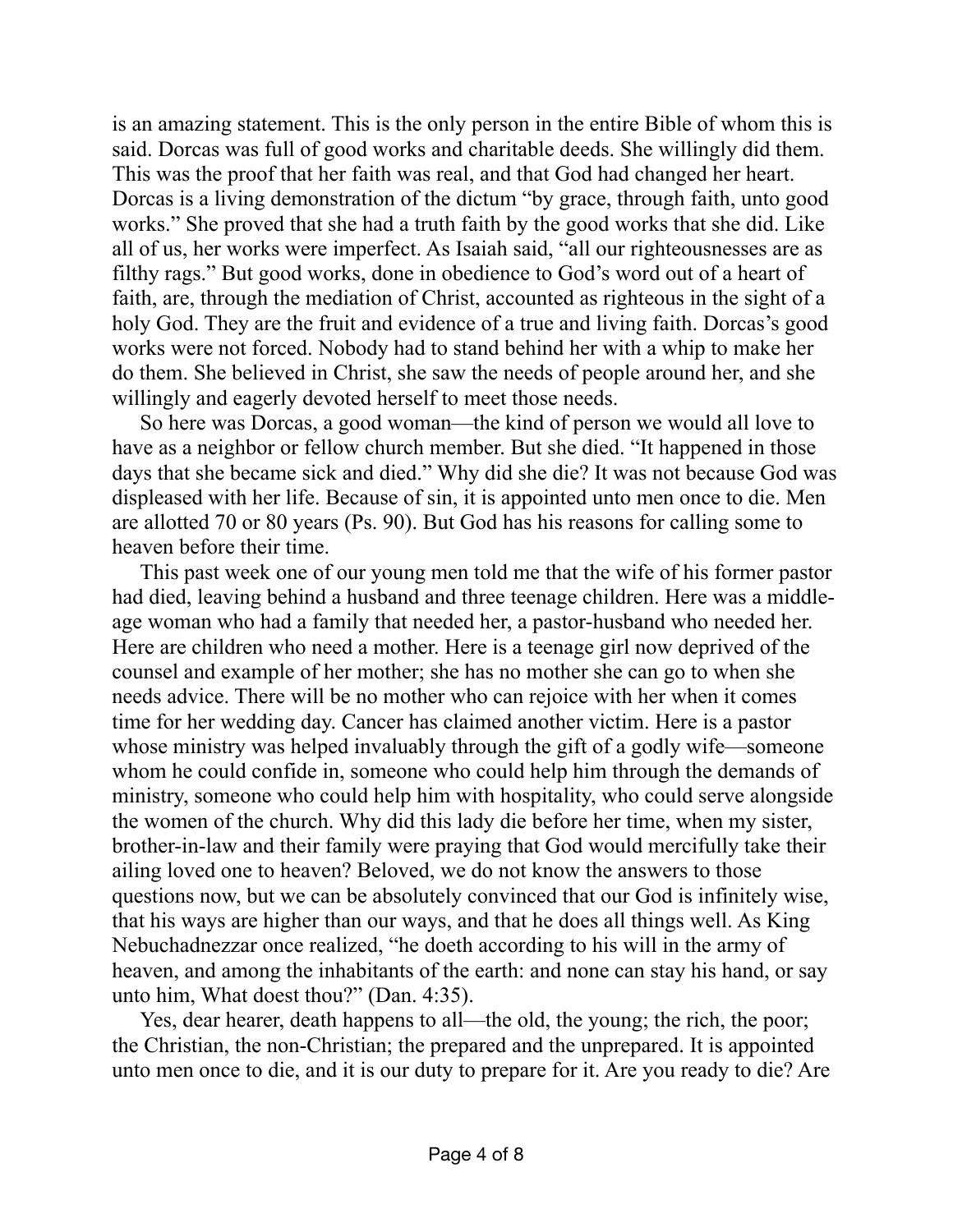is an amazing statement. This is the only person in the entire Bible of whom this is said. Dorcas was full of good works and charitable deeds. She willingly did them. This was the proof that her faith was real, and that God had changed her heart. Dorcas is a living demonstration of the dictum "by grace, through faith, unto good works." She proved that she had a truth faith by the good works that she did. Like all of us, her works were imperfect. As Isaiah said, "all our righteousnesses are as filthy rags." But good works, done in obedience to God's word out of a heart of faith, are, through the mediation of Christ, accounted as righteous in the sight of a holy God. They are the fruit and evidence of a true and living faith. Dorcas's good works were not forced. Nobody had to stand behind her with a whip to make her do them. She believed in Christ, she saw the needs of people around her, and she willingly and eagerly devoted herself to meet those needs.

So here was Dorcas, a good woman—the kind of person we would all love to have as a neighbor or fellow church member. But she died. "It happened in those days that she became sick and died." Why did she die? It was not because God was displeased with her life. Because of sin, it is appointed unto men once to die. Men are allotted 70 or 80 years (Ps. 90). But God has his reasons for calling some to heaven before their time.

This past week one of our young men told me that the wife of his former pastor had died, leaving behind a husband and three teenage children. Here was a middle-age woman who had a family that needed her, a pastor-husband who needed her. Here are children who need a mother. Here is a teenage girl now deprived of the counsel and example of her mother; she has no mother she can go to when she needs advice. There will be no mother who can rejoice with her when it comes time for her wedding day. Cancer has claimed another victim. Here is a pastor whose ministry was helped invaluably through the gift of a godly wife—someone whom he could confide in, someone who could help him through the demands of ministry, someone who could help him with hospitality, who could serve alongside the women of the church. Why did this lady die before her time, when my sister, brother-in-law and their family were praying that God would mercifully take their ailing loved one to heaven? Beloved, we do not know the answers to those questions now, but we can be absolutely convinced that our God is infinitely wise, that his ways are higher than our ways, and that he does all things well. As King Nebuchadnezzar once realized, "he doeth according to his will in the army of heaven, and among the inhabitants of the earth: and none can stay his hand, or say unto him, What doest thou?" (Dan. 4:35).

Yes, dear hearer, death happens to all—the old, the young; the rich, the poor; the Christian, the non-Christian; the prepared and the unprepared. It is appointed unto men once to die, and it is our duty to prepare for it. Are you ready to die? Are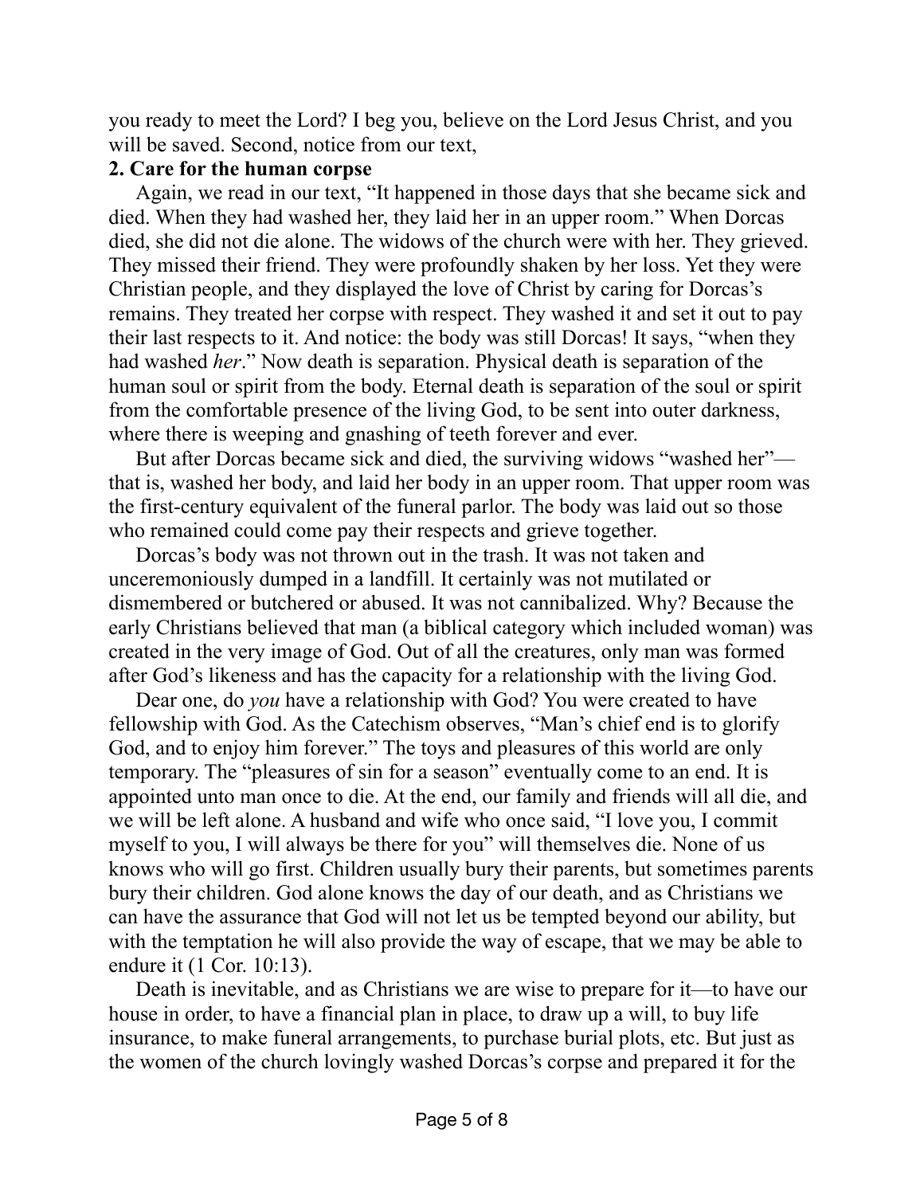you ready to meet the Lord? I beg you, believe on the Lord Jesus Christ, and you will be saved. Second, notice from our text,

**2. Care for the human corpse**

Again, we read in our text, "It happened in those days that she became sick and died. When they had washed her, they laid her in an upper room." When Dorcas died, she did not die alone. The widows of the church were with her. They grieved. They missed their friend. They were profoundly shaken by her loss. Yet they were Christian people, and they displayed the love of Christ by caring for Dorcas's remains. They treated her corpse with respect. They washed it and set it out to pay their last respects to it. And notice: the body was still Dorcas! It says, "when they had washed *her*." Now death is separation. Physical death is separation of the human soul or spirit from the body. Eternal death is separation of the soul or spirit from the comfortable presence of the living God, to be sent into outer darkness, where there is weeping and gnashing of teeth forever and ever.

But after Dorcas became sick and died, the surviving widows "washed her"—that is, washed her body, and laid her body in an upper room. That upper room was the first-century equivalent of the funeral parlor. The body was laid out so those who remained could come pay their respects and grieve together.

Dorcas's body was not thrown out in the trash. It was not taken and unceremoniously dumped in a landfill. It certainly was not mutilated or dismembered or butchered or abused. It was not cannibalized. Why? Because the early Christians believed that man (a biblical category which included woman) was created in the very image of God. Out of all the creatures, only man was formed after God's likeness and has the capacity for a relationship with the living God.

Dear one, do *you* have a relationship with God? You were created to have fellowship with God. As the Catechism observes, "Man's chief end is to glorify God, and to enjoy him forever." The toys and pleasures of this world are only temporary. The "pleasures of sin for a season" eventually come to an end. It is appointed unto man once to die. At the end, our family and friends will all die, and we will be left alone. A husband and wife who once said, "I love you, I commit myself to you, I will always be there for you" will themselves die. None of us knows who will go first. Children usually bury their parents, but sometimes parents bury their children. God alone knows the day of our death, and as Christians we can have the assurance that God will not let us be tempted beyond our ability, but with the temptation he will also provide the way of escape, that we may be able to endure it (1 Cor. 10:13).

Death is inevitable, and as Christians we are wise to prepare for it—to have our house in order, to have a financial plan in place, to draw up a will, to buy life insurance, to make funeral arrangements, to purchase burial plots, etc. But just as the women of the church lovingly washed Dorcas's corpse and prepared it for the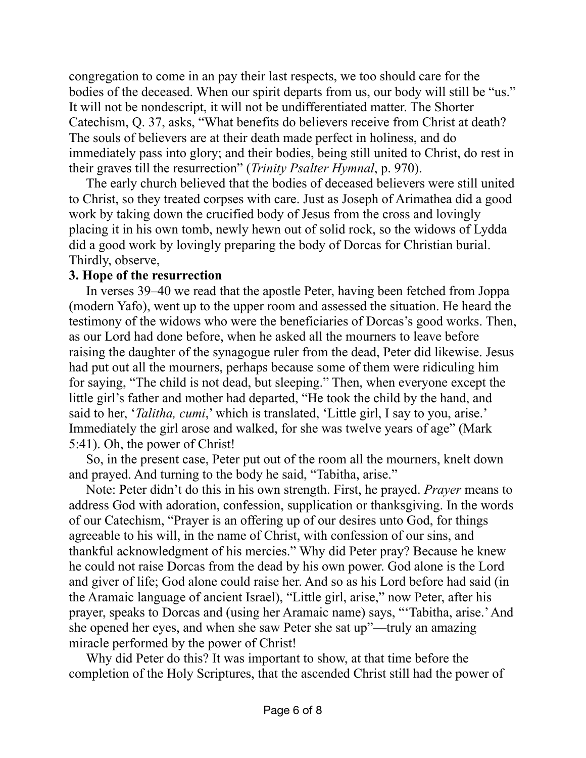congregation to come in an pay their last respects, we too should care for the bodies of the deceased. When our spirit departs from us, our body will still be "us." It will not be nondescript, it will not be undifferentiated matter. The Shorter Catechism, Q. 37, asks, "What benefits do believers receive from Christ at death? The souls of believers are at their death made perfect in holiness, and do immediately pass into glory; and their bodies, being still united to Christ, do rest in their graves till the resurrection" (*Trinity Psalter Hymnal*, p. 970).

The early church believed that the bodies of deceased believers were still united to Christ, so they treated corpses with care. Just as Joseph of Arimathea did a good work by taking down the crucified body of Jesus from the cross and lovingly placing it in his own tomb, newly hewn out of solid rock, so the widows of Lydda did a good work by lovingly preparing the body of Dorcas for Christian burial. Thirdly, observe,

**3. Hope of the resurrection**

In verses 39–40 we read that the apostle Peter, having been fetched from Joppa (modern Yafo), went up to the upper room and assessed the situation. He heard the testimony of the widows who were the beneficiaries of Dorcas's good works. Then, as our Lord had done before, when he asked all the mourners to leave before raising the daughter of the synagogue ruler from the dead, Peter did likewise. Jesus had put out all the mourners, perhaps because some of them were ridiculing him for saying, "The child is not dead, but sleeping." Then, when everyone except the little girl's father and mother had departed, "He took the child by the hand, and said to her, '*Talitha, cumi*,' which is translated, 'Little girl, I say to you, arise.' Immediately the girl arose and walked, for she was twelve years of age" (Mark 5:41). Oh, the power of Christ!

So, in the present case, Peter put out of the room all the mourners, knelt down and prayed. And turning to the body he said, "Tabitha, arise."

Note: Peter didn't do this in his own strength. First, he prayed. *Prayer* means to address God with adoration, confession, supplication or thanksgiving. In the words of our Catechism, "Prayer is an offering up of our desires unto God, for things agreeable to his will, in the name of Christ, with confession of our sins, and thankful acknowledgment of his mercies." Why did Peter pray? Because he knew he could not raise Dorcas from the dead by his own power. God alone is the Lord and giver of life; God alone could raise her. And so as his Lord before had said (in the Aramaic language of ancient Israel), "Little girl, arise," now Peter, after his prayer, speaks to Dorcas and (using her Aramaic name) says, "'Tabitha, arise.' And she opened her eyes, and when she saw Peter she sat up"—truly an amazing miracle performed by the power of Christ!

Why did Peter do this? It was important to show, at that time before the completion of the Holy Scriptures, that the ascended Christ still had the power of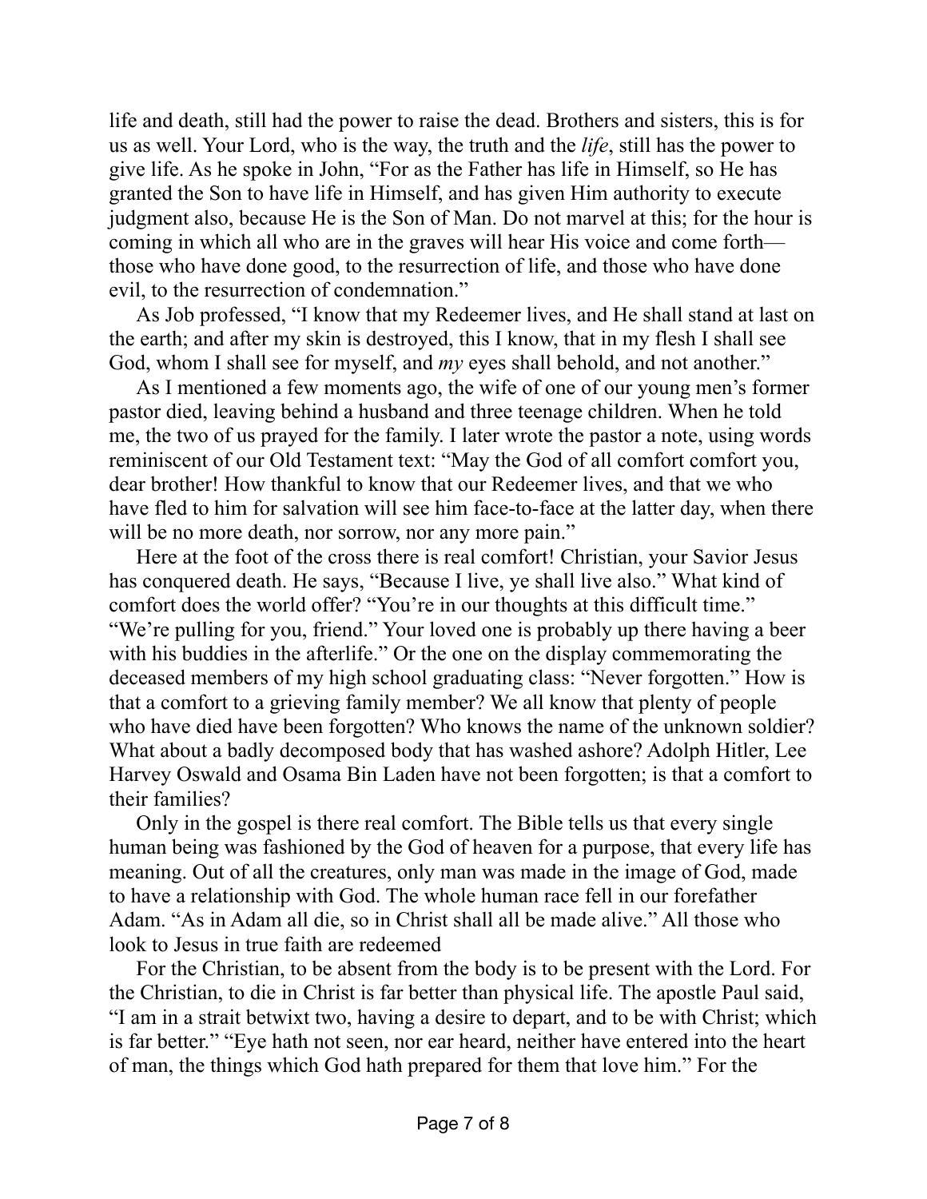life and death, still had the power to raise the dead. Brothers and sisters, this is for us as well. Your Lord, who is the way, the truth and the *life*, still has the power to give life. As he spoke in John, "For as the Father has life in Himself, so He has granted the Son to have life in Himself, and has given Him authority to execute judgment also, because He is the Son of Man. Do not marvel at this; for the hour is coming in which all who are in the graves will hear His voice and come forth—those who have done good, to the resurrection of life, and those who have done evil, to the resurrection of condemnation."

As Job professed, "I know that my Redeemer lives, and He shall stand at last on the earth; and after my skin is destroyed, this I know, that in my flesh I shall see God, whom I shall see for myself, and *my* eyes shall behold, and not another."

As I mentioned a few moments ago, the wife of one of our young men's former pastor died, leaving behind a husband and three teenage children. When he told me, the two of us prayed for the family. I later wrote the pastor a note, using words reminiscent of our Old Testament text: "May the God of all comfort comfort you, dear brother! How thankful to know that our Redeemer lives, and that we who have fled to him for salvation will see him face-to-face at the latter day, when there will be no more death, nor sorrow, nor any more pain."

Here at the foot of the cross there is real comfort! Christian, your Savior Jesus has conquered death. He says, "Because I live, ye shall live also." What kind of comfort does the world offer? "You're in our thoughts at this difficult time." "We're pulling for you, friend." Your loved one is probably up there having a beer with his buddies in the afterlife." Or the one on the display commemorating the deceased members of my high school graduating class: "Never forgotten." How is that a comfort to a grieving family member? We all know that plenty of people who have died have been forgotten? Who knows the name of the unknown soldier? What about a badly decomposed body that has washed ashore? Adolph Hitler, Lee Harvey Oswald and Osama Bin Laden have not been forgotten; is that a comfort to their families?

Only in the gospel is there real comfort. The Bible tells us that every single human being was fashioned by the God of heaven for a purpose, that every life has meaning. Out of all the creatures, only man was made in the image of God, made to have a relationship with God. The whole human race fell in our forefather Adam. "As in Adam all die, so in Christ shall all be made alive." All those who look to Jesus in true faith are redeemed

For the Christian, to be absent from the body is to be present with the Lord. For the Christian, to die in Christ is far better than physical life. The apostle Paul said, "I am in a strait betwixt two, having a desire to depart, and to be with Christ; which is far better." "Eye hath not seen, nor ear heard, neither have entered into the heart of man, the things which God hath prepared for them that love him." For the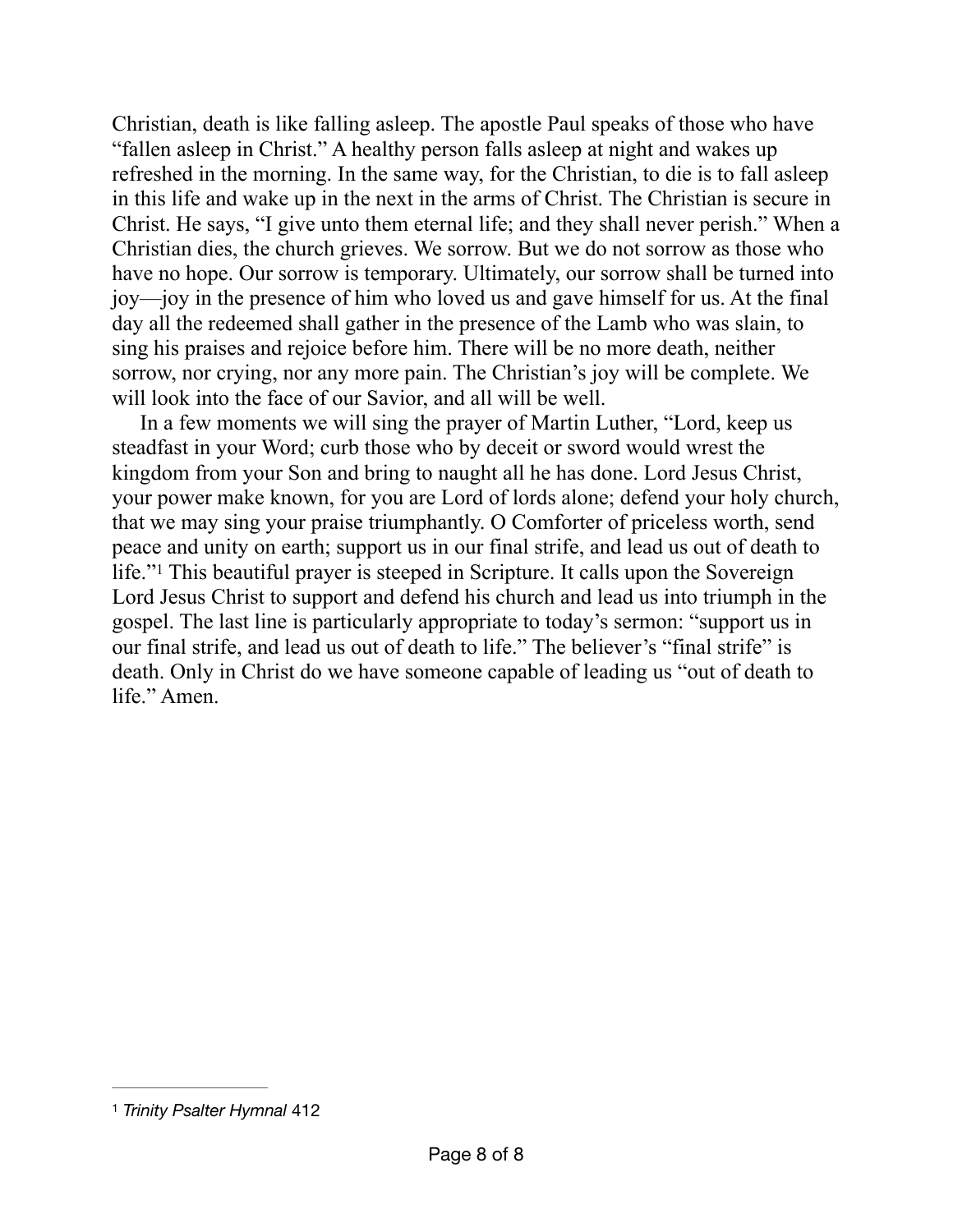Christian, death is like falling asleep. The apostle Paul speaks of those who have "fallen asleep in Christ." A healthy person falls asleep at night and wakes up refreshed in the morning. In the same way, for the Christian, to die is to fall asleep in this life and wake up in the next in the arms of Christ. The Christian is secure in Christ. He says, "I give unto them eternal life; and they shall never perish." When a Christian dies, the church grieves. We sorrow. But we do not sorrow as those who have no hope. Our sorrow is temporary. Ultimately, our sorrow shall be turned into joy—joy in the presence of him who loved us and gave himself for us. At the final day all the redeemed shall gather in the presence of the Lamb who was slain, to sing his praises and rejoice before him. There will be no more death, neither sorrow, nor crying, nor any more pain. The Christian's joy will be complete. We will look into the face of our Savior, and all will be well.

In a few moments we will sing the prayer of Martin Luther, "Lord, keep us steadfast in your Word; curb those who by deceit or sword would wrest the kingdom from your Son and bring to naught all he has done. Lord Jesus Christ, your power make known, for you are Lord of lords alone; defend your holy church, that we may sing your praise triumphantly. O Comforter of priceless worth, send peace and unity on earth; support us in our final strife, and lead us out of death to life."[1] This beautiful prayer is steeped in Scripture. It calls upon the Sovereign Lord Jesus Christ to support and defend his church and lead us into triumph in the gospel. The last line is particularly appropriate to today's sermon: "support us in our final strife, and lead us out of death to life." The believer's "final strife" is death. Only in Christ do we have someone capable of leading us "out of death to life." Amen.

---

[1] *Trinity Psalter Hymnal* 412